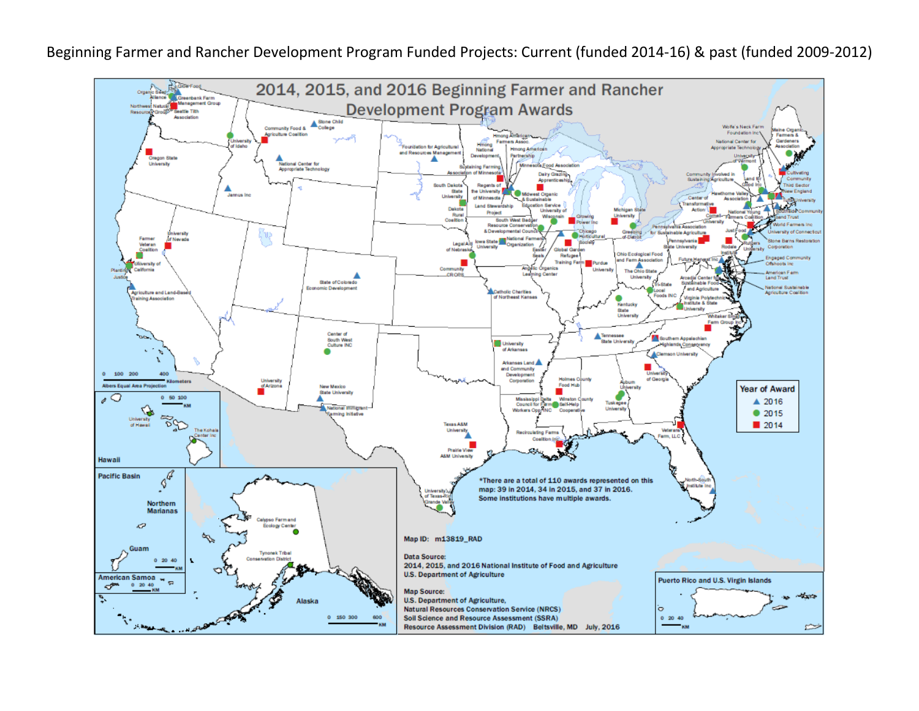Beginning Farmer and Rancher Development Program Funded Projects: Current (funded 2014-16) & past (funded 2009-2012)

# 2014, 2015, and 2016 Beginning Farmer and Rancher Development Program Awards

Year of Award
- ▲ 2016
- ● 2015
- ■ 2014

*There are a total of 110 awards represented on this map: 39 in 2014, 34 in 2015, and 37 in 2016. Some institutions have multiple awards.

Map ID: m13819_RAD

Data Source:
2014, 2015, and 2016 National Institute of Food and Agriculture
U.S. Department of Agriculture

Map Source:
U.S. Department of Agriculture,
Natural Resources Conservation Service (NRCS)
Soil Science and Resource Assessment (SSRA)
Resource Assessment Division (RAD) Beltsville, MD July, 2016

Albers Equal Area Projection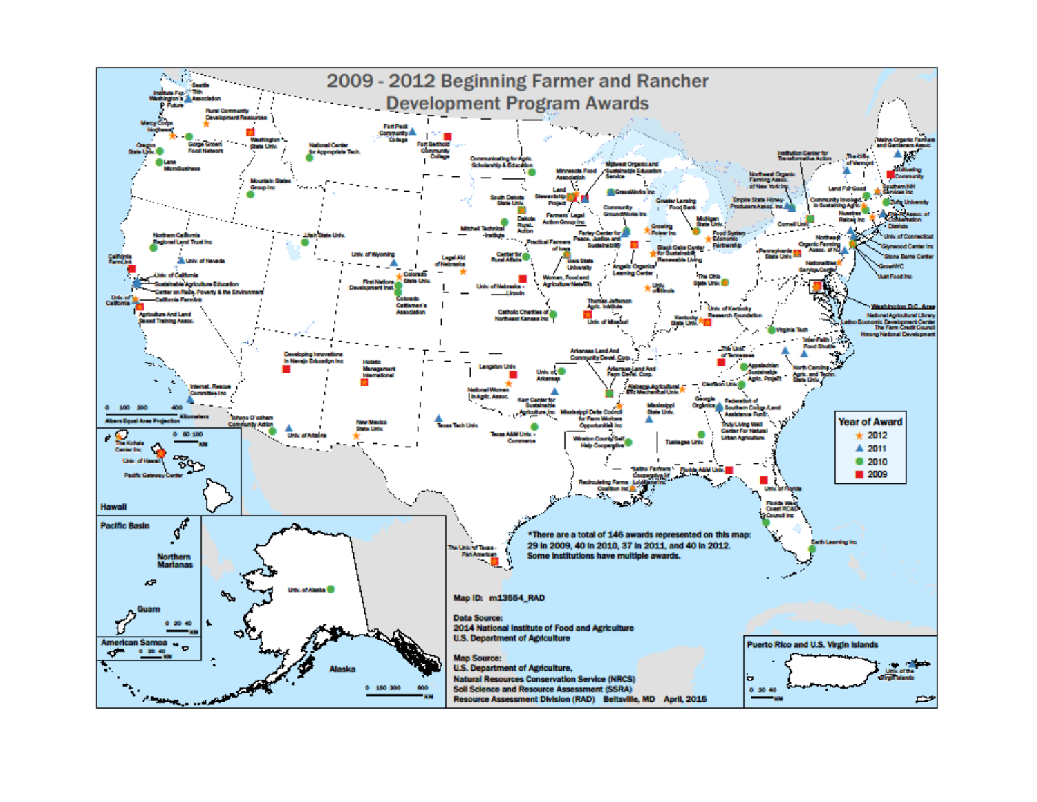# 2009 - 2012 Beginning Farmer and Rancher Development Program Awards

**Year of Award**

- ★ 2012
- ▲ 2011
- ● 2010
- ■ 2009

*There are a total of 146 awards represented on this map: 29 in 2009, 40 in 2010, 37 in 2011, and 40 in 2012. Some institutions have multiple awards.

Map ID: m13554_RAD

Data Source:
2014 National Institute of Food and Agriculture
U.S. Department of Agriculture

Map Source:
U.S. Department of Agriculture,
Natural Resources Conservation Service (NRCS)
Soil Science and Resource Assessment (SSRA)
Resource Assessment Division (RAD) Beltsville, MD April, 2015

Albers Equal Area Projection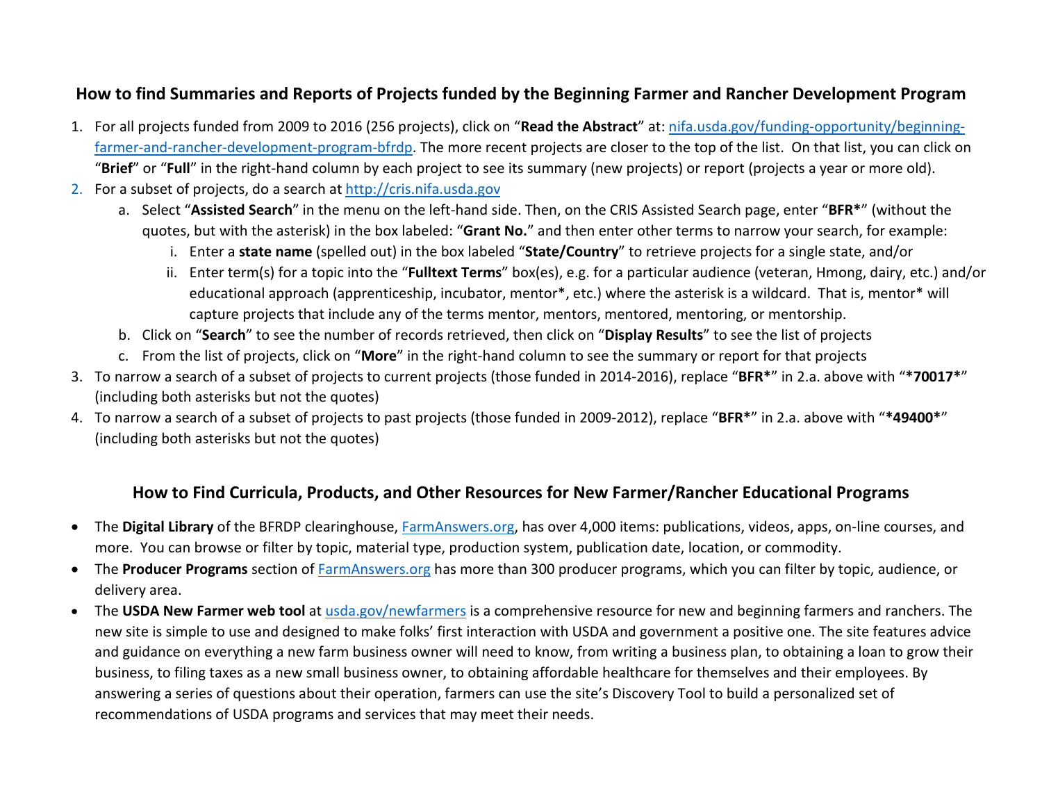## How to find Summaries and Reports of Projects funded by the Beginning Farmer and Rancher Development Program

1. For all projects funded from 2009 to 2016 (256 projects), click on "**Read the Abstract**" at: [nifa.usda.gov/funding-opportunity/beginning-farmer-and-rancher-development-program-bfrdp](nifa.usda.gov/funding-opportunity/beginning-farmer-and-rancher-development-program-bfrdp). The more recent projects are closer to the top of the list. On that list, you can click on "**Brief**" or "**Full**" in the right-hand column by each project to see its summary (new projects) or report (projects a year or more old).
2. For a subset of projects, do a search at [http://cris.nifa.usda.gov](http://cris.nifa.usda.gov)
   a. Select "**Assisted Search**" in the menu on the left-hand side. Then, on the CRIS Assisted Search page, enter "**BFR***" (without the quotes, but with the asterisk) in the box labeled: "**Grant No.**" and then enter other terms to narrow your search, for example:
      i. Enter a **state name** (spelled out) in the box labeled "**State/Country**" to retrieve projects for a single state, and/or
      ii. Enter term(s) for a topic into the "**Fulltext Terms**" box(es), e.g. for a particular audience (veteran, Hmong, dairy, etc.) and/or educational approach (apprenticeship, incubator, mentor*, etc.) where the asterisk is a wildcard. That is, mentor* will capture projects that include any of the terms mentor, mentors, mentored, mentoring, or mentorship.
   b. Click on "**Search**" to see the number of records retrieved, then click on "**Display Results**" to see the list of projects
   c. From the list of projects, click on "**More**" in the right-hand column to see the summary or report for that projects
3. To narrow a search of a subset of projects to current projects (those funded in 2014-2016), replace "**BFR***" in 2.a. above with "***70017***" (including both asterisks but not the quotes)
4. To narrow a search of a subset of projects to past projects (those funded in 2009-2012), replace "**BFR***" in 2.a. above with "***49400***" (including both asterisks but not the quotes)

## How to Find Curricula, Products, and Other Resources for New Farmer/Rancher Educational Programs

- The **Digital Library** of the BFRDP clearinghouse, [FarmAnswers.org](FarmAnswers.org), has over 4,000 items: publications, videos, apps, on-line courses, and more. You can browse or filter by topic, material type, production system, publication date, location, or commodity.
- The **Producer Programs** section of [FarmAnswers.org](FarmAnswers.org) has more than 300 producer programs, which you can filter by topic, audience, or delivery area.
- The **USDA New Farmer web tool** at [usda.gov/newfarmers](usda.gov/newfarmers) is a comprehensive resource for new and beginning farmers and ranchers. The new site is simple to use and designed to make folks' first interaction with USDA and government a positive one. The site features advice and guidance on everything a new farm business owner will need to know, from writing a business plan, to obtaining a loan to grow their business, to filing taxes as a new small business owner, to obtaining affordable healthcare for themselves and their employees. By answering a series of questions about their operation, farmers can use the site's Discovery Tool to build a personalized set of recommendations of USDA programs and services that may meet their needs.